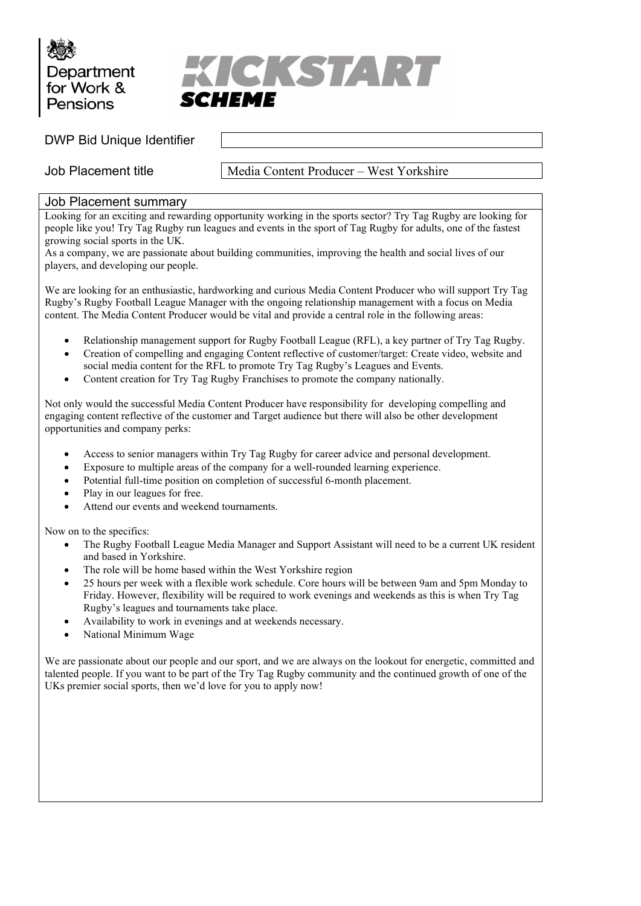Department for Work & Pensions

KICKSTART SCHEME

| DWP Bid Unique Identifier | |
|---|---|
| Job Placement title | Media Content Producer – West Yorkshire |

## Job Placement summary

Looking for an exciting and rewarding opportunity working in the sports sector? Try Tag Rugby are looking for people like you! Try Tag Rugby run leagues and events in the sport of Tag Rugby for adults, one of the fastest growing social sports in the UK.
As a company, we are passionate about building communities, improving the health and social lives of our players, and developing our people.

We are looking for an enthusiastic, hardworking and curious Media Content Producer who will support Try Tag Rugby's Rugby Football League Manager with the ongoing relationship management with a focus on Media content. The Media Content Producer would be vital and provide a central role in the following areas:

- Relationship management support for Rugby Football League (RFL), a key partner of Try Tag Rugby.
- Creation of compelling and engaging Content reflective of customer/target: Create video, website and social media content for the RFL to promote Try Tag Rugby's Leagues and Events.
- Content creation for Try Tag Rugby Franchises to promote the company nationally.

Not only would the successful Media Content Producer have responsibility for developing compelling and engaging content reflective of the customer and Target audience but there will also be other development opportunities and company perks:

- Access to senior managers within Try Tag Rugby for career advice and personal development.
- Exposure to multiple areas of the company for a well-rounded learning experience.
- Potential full-time position on completion of successful 6-month placement.
- Play in our leagues for free.
- Attend our events and weekend tournaments.

Now on to the specifics:

- The Rugby Football League Media Manager and Support Assistant will need to be a current UK resident and based in Yorkshire.
- The role will be home based within the West Yorkshire region
- 25 hours per week with a flexible work schedule. Core hours will be between 9am and 5pm Monday to Friday. However, flexibility will be required to work evenings and weekends as this is when Try Tag Rugby's leagues and tournaments take place.
- Availability to work in evenings and at weekends necessary.
- National Minimum Wage

We are passionate about our people and our sport, and we are always on the lookout for energetic, committed and talented people. If you want to be part of the Try Tag Rugby community and the continued growth of one of the UKs premier social sports, then we'd love for you to apply now!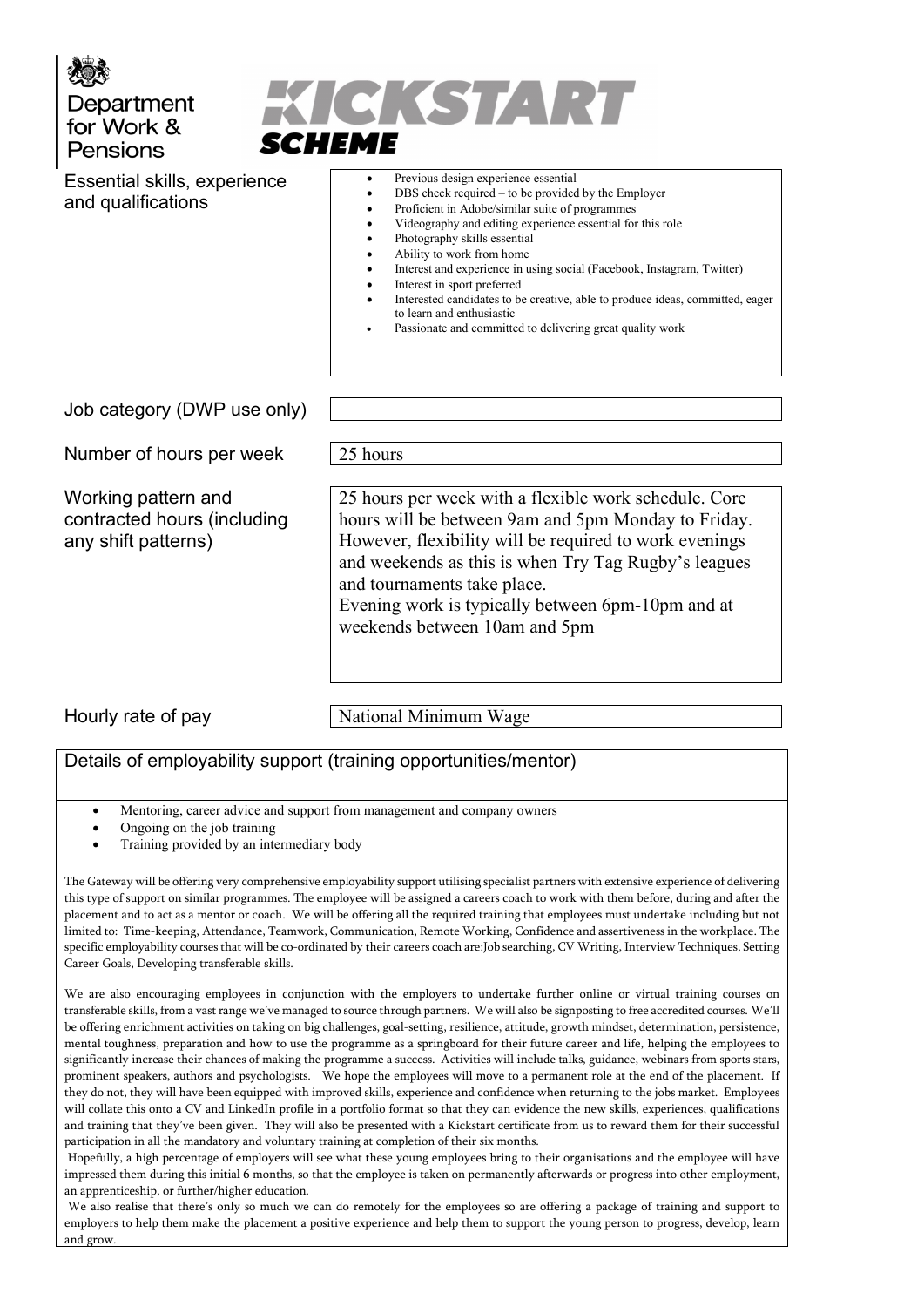Department for Work & Pensions

**KICKSTART SCHEME**

| | |
|---|---|
| Essential skills, experience and qualifications | • Previous design experience essential<br>• DBS check required – to be provided by the Employer<br>• Proficient in Adobe/similar suite of programmes<br>• Videography and editing experience essential for this role<br>• Photography skills essential<br>• Ability to work from home<br>• Interest and experience in using social (Facebook, Instagram, Twitter)<br>• Interest in sport preferred<br>• Interested candidates to be creative, able to produce ideas, committed, eager to learn and enthusiastic<br>• Passionate and committed to delivering great quality work |
| Job category (DWP use only) | |
| Number of hours per week | 25 hours |
| Working pattern and contracted hours (including any shift patterns) | 25 hours per week with a flexible work schedule. Core hours will be between 9am and 5pm Monday to Friday. However, flexibility will be required to work evenings and weekends as this is when Try Tag Rugby's leagues and tournaments take place.<br>Evening work is typically between 6pm-10pm and at weekends between 10am and 5pm |
| Hourly rate of pay | National Minimum Wage |

## Details of employability support (training opportunities/mentor)

- Mentoring, career advice and support from management and company owners
- Ongoing on the job training
- Training provided by an intermediary body

The Gateway will be offering very comprehensive employability support utilising specialist partners with extensive experience of delivering this type of support on similar programmes. The employee will be assigned a careers coach to work with them before, during and after the placement and to act as a mentor or coach. We will be offering all the required training that employees must undertake including but not limited to: Time-keeping, Attendance, Teamwork, Communication, Remote Working, Confidence and assertiveness in the workplace. The specific employability courses that will be co-ordinated by their careers coach are:Job searching, CV Writing, Interview Techniques, Setting Career Goals, Developing transferable skills.

We are also encouraging employees in conjunction with the employers to undertake further online or virtual training courses on transferable skills, from a vast range we've managed to source through partners. We will also be signposting to free accredited courses. We'll be offering enrichment activities on taking on big challenges, goal-setting, resilience, attitude, growth mindset, determination, persistence, mental toughness, preparation and how to use the programme as a springboard for their future career and life, helping the employees to significantly increase their chances of making the programme a success. Activities will include talks, guidance, webinars from sports stars, prominent speakers, authors and psychologists. We hope the employees will move to a permanent role at the end of the placement. If they do not, they will have been equipped with improved skills, experience and confidence when returning to the jobs market. Employees will collate this onto a CV and LinkedIn profile in a portfolio format so that they can evidence the new skills, experiences, qualifications and training that they've been given. They will also be presented with a Kickstart certificate from us to reward them for their successful participation in all the mandatory and voluntary training at completion of their six months.

Hopefully, a high percentage of employers will see what these young employees bring to their organisations and the employee will have impressed them during this initial 6 months, so that the employee is taken on permanently afterwards or progress into other employment, an apprenticeship, or further/higher education.

We also realise that there's only so much we can do remotely for the employees so are offering a package of training and support to employers to help them make the placement a positive experience and help them to support the young person to progress, develop, learn and grow.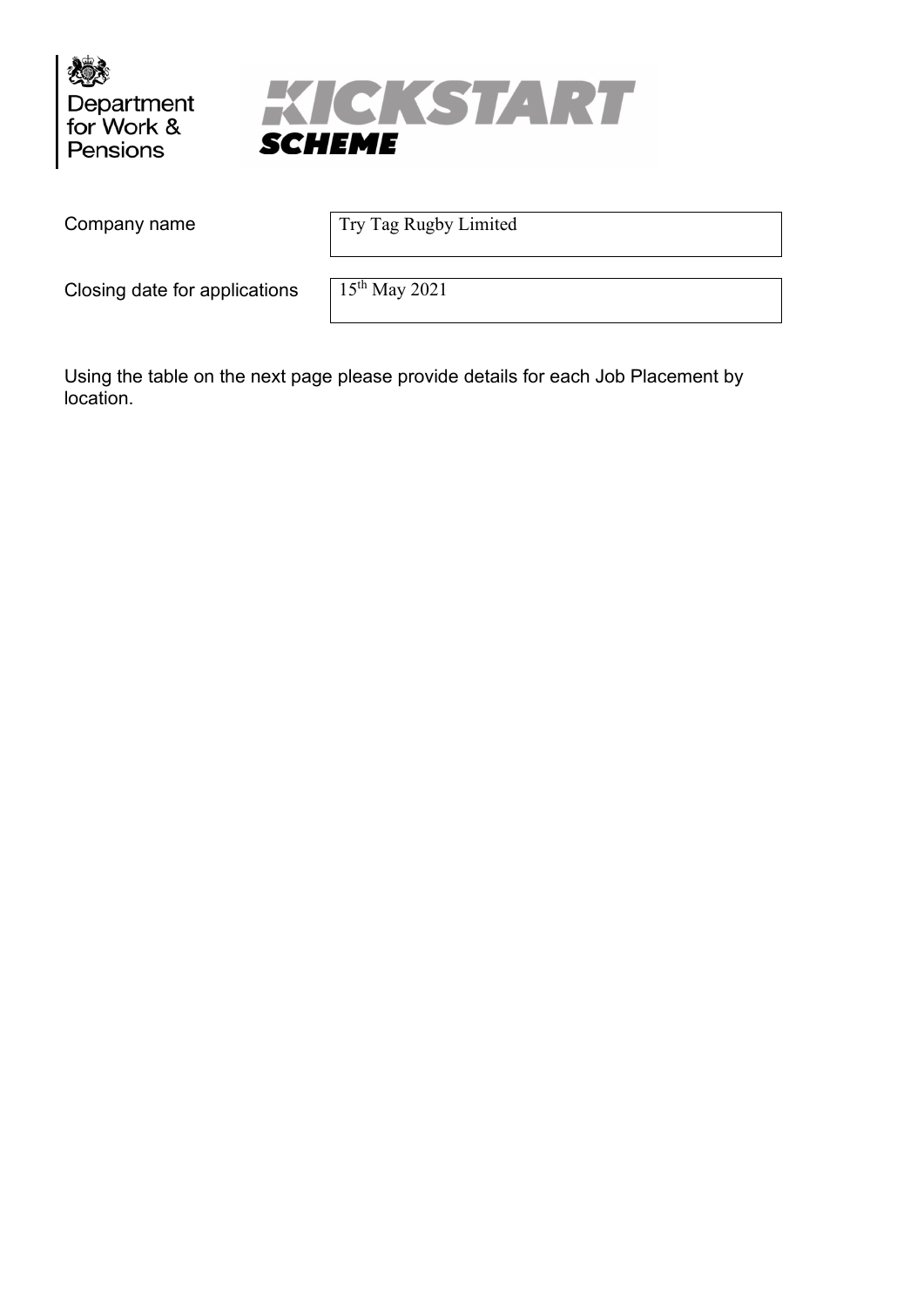Department for Work & Pensions

KICKSTART SCHEME

| Company name | Try Tag Rugby Limited |
|---|---|
| Closing date for applications | 15th May 2021 |

Using the table on the next page please provide details for each Job Placement by location.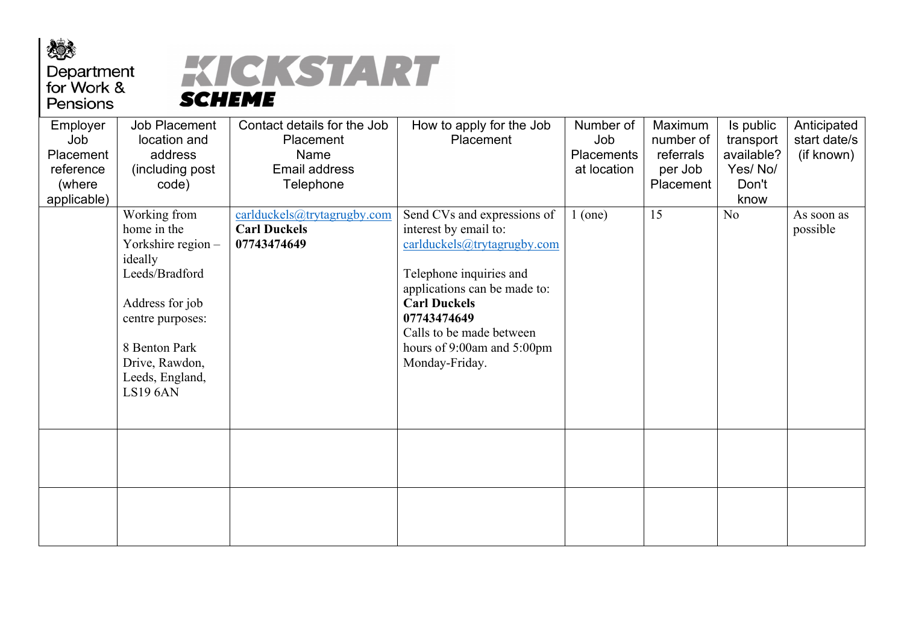Department for Work & Pensions

KICKSTART SCHEME

| Employer Job Placement reference (where applicable) | Job Placement location and address (including post code) | Contact details for the Job Placement Name Email address Telephone | How to apply for the Job Placement | Number of Job Placements at location | Maximum number of referrals per Job Placement | Is public transport available? Yes/ No/ Don't know | Anticipated start date/s (if known) |
|---|---|---|---|---|---|---|---|
| | Working from home in the Yorkshire region – ideally Leeds/Bradford<br><br>Address for job centre purposes:<br><br>8 Benton Park Drive, Rawdon, Leeds, England, LS19 6AN | carlduckels@trytagrugby.com<br>**Carl Duckels**<br>**07743474649** | Send CVs and expressions of interest by email to: carlduckels@trytagrugby.com<br><br>Telephone inquiries and applications can be made to: **Carl Duckels** **07743474649**<br>Calls to be made between hours of 9:00am and 5:00pm Monday-Friday. | 1 (one) | 15 | No | As soon as possible |
| | | | | | | | |
| | | | | | | | |